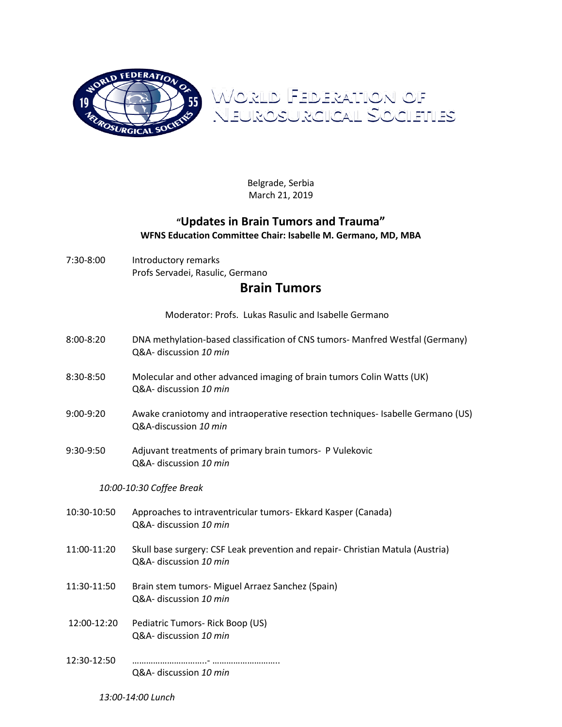# World Federation of Neurosurgical Societies

Belgrade, Serbia
March 21, 2019

## "Updates in Brain Tumors and Trauma"

**WFNS Education Committee Chair: Isabelle M. Germano, MD, MBA**

7:30-8:00 Introductory remarks
Profs Servadei, Rasulic, Germano

## Brain Tumors

Moderator: Profs. Lukas Rasulic and Isabelle Germano

8:00-8:20 DNA methylation-based classification of CNS tumors- Manfred Westfal (Germany)
Q&A- discussion *10 min*

8:30-8:50 Molecular and other advanced imaging of brain tumors Colin Watts (UK)
Q&A- discussion *10 min*

9:00-9:20 Awake craniotomy and intraoperative resection techniques- Isabelle Germano (US)
Q&A-discussion *10 min*

9:30-9:50 Adjuvant treatments of primary brain tumors- P Vulekovic
Q&A- discussion *10 min*

*10:00-10:30 Coffee Break*

10:30-10:50 Approaches to intraventricular tumors- Ekkard Kasper (Canada)
Q&A- discussion *10 min*

11:00-11:20 Skull base surgery: CSF Leak prevention and repair- Christian Matula (Austria)
Q&A- discussion *10 min*

11:30-11:50 Brain stem tumors- Miguel Arraez Sanchez (Spain)
Q&A- discussion *10 min*

12:00-12:20 Pediatric Tumors- Rick Boop (US)
Q&A- discussion *10 min*

12:30-12:50 ………………………….- ………………………..
Q&A- discussion *10 min*

*13:00-14:00 Lunch*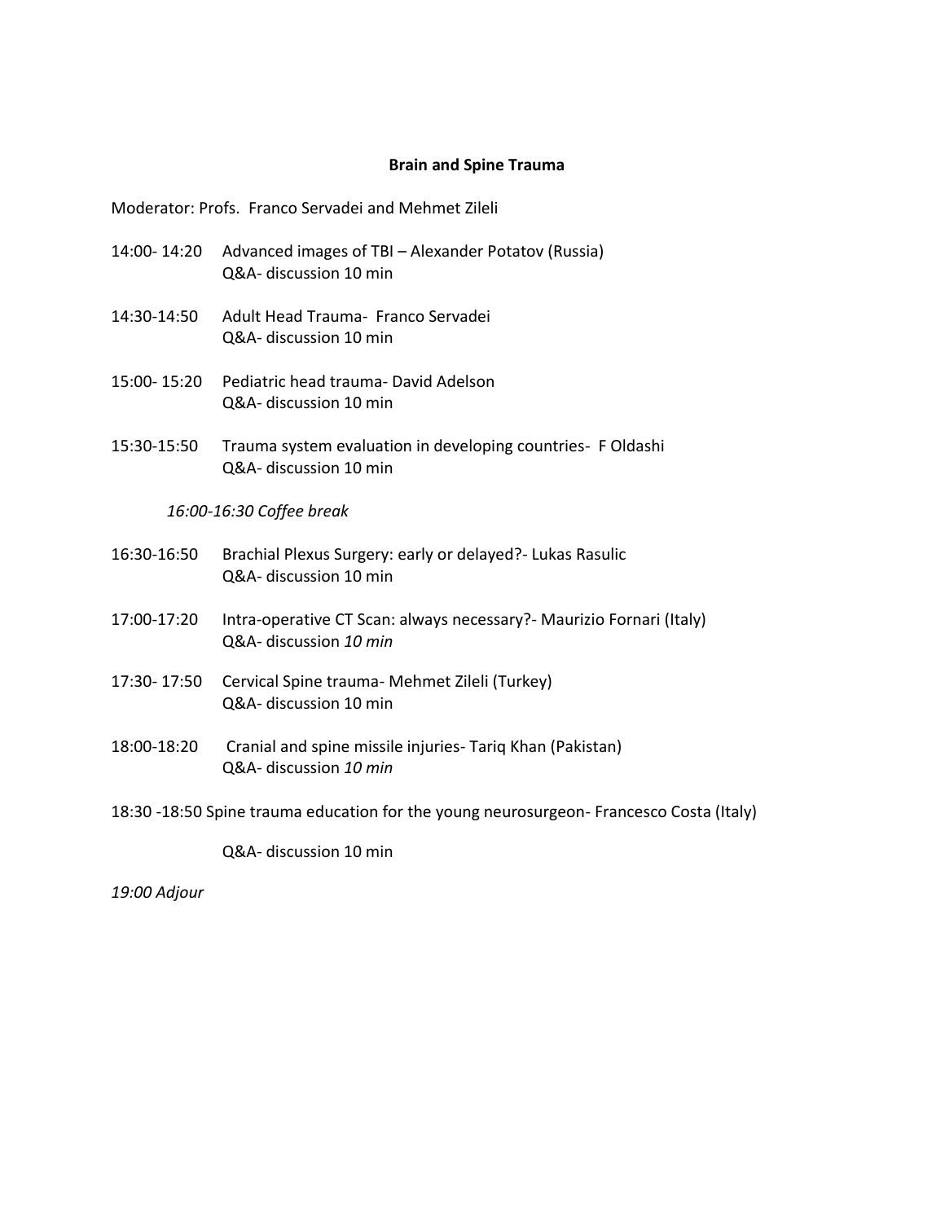**Brain and Spine Trauma**

Moderator: Profs. Franco Servadei and Mehmet Zileli

14:00- 14:20 Advanced images of TBI – Alexander Potatov (Russia)
Q&A- discussion 10 min

14:30-14:50 Adult Head Trauma- Franco Servadei
Q&A- discussion 10 min

15:00- 15:20 Pediatric head trauma- David Adelson
Q&A- discussion 10 min

15:30-15:50 Trauma system evaluation in developing countries- F Oldashi
Q&A- discussion 10 min

*16:00-16:30 Coffee break*

16:30-16:50 Brachial Plexus Surgery: early or delayed?- Lukas Rasulic
Q&A- discussion 10 min

17:00-17:20 Intra-operative CT Scan: always necessary?- Maurizio Fornari (Italy)
Q&A- discussion *10 min*

17:30- 17:50 Cervical Spine trauma- Mehmet Zileli (Turkey)
Q&A- discussion 10 min

18:00-18:20 Cranial and spine missile injuries- Tariq Khan (Pakistan)
Q&A- discussion *10 min*

18:30 -18:50 Spine trauma education for the young neurosurgeon- Francesco Costa (Italy)

Q&A- discussion 10 min

*19:00 Adjour*